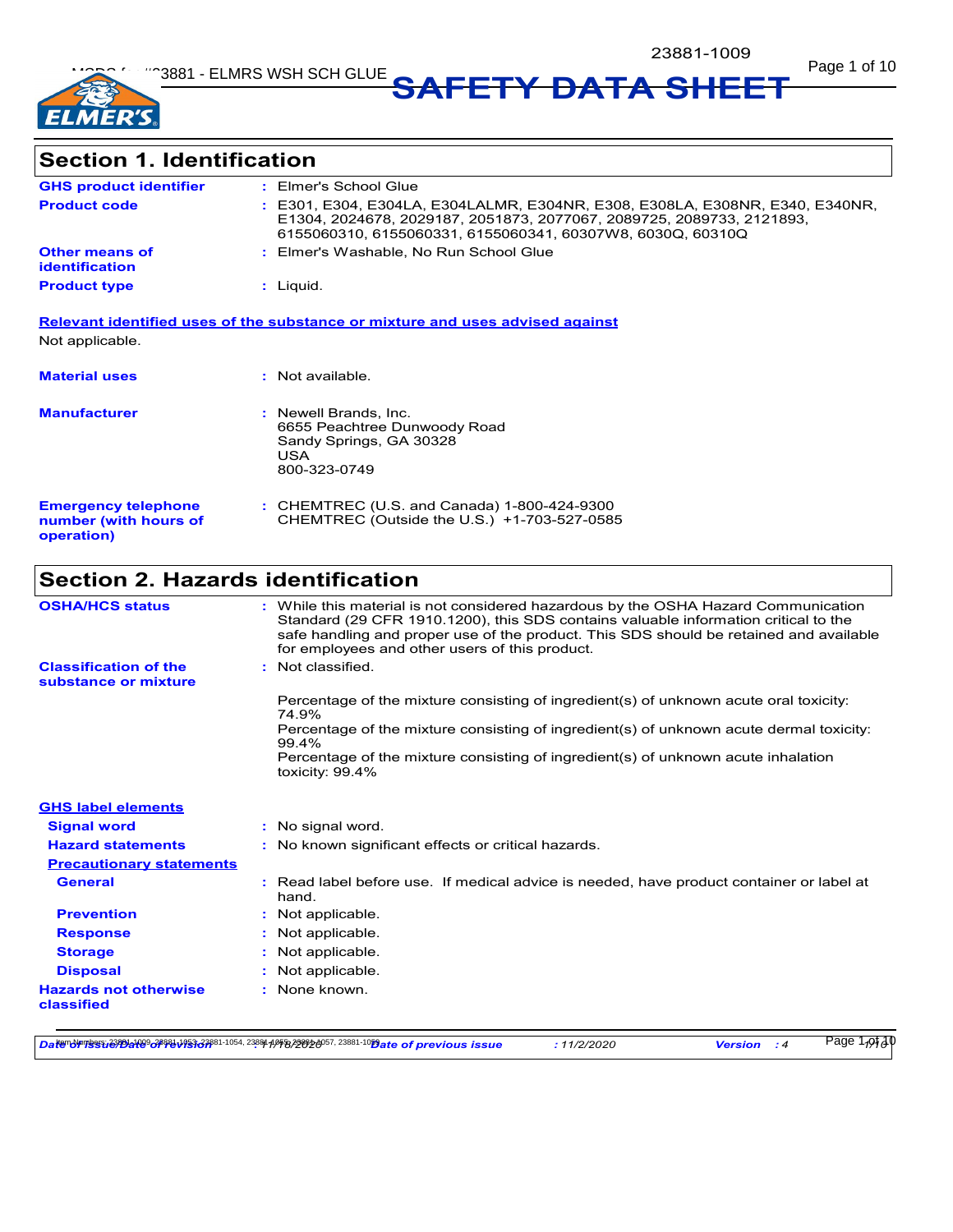# SAFETY DATA SHEET

## Section 1. Identification

| | |
|---|---|
| **GHS product identifier** | : Elmer's School Glue |
| **Product code** | : E301, E304, E304LA, E304LALMR, E304NR, E308, E308LA, E308NR, E340, E340NR, E1304, 2024678, 2029187, 2051873, 2077067, 2089725, 2089733, 2121893, 6155060310, 6155060331, 6155060341, 60307W8, 6030Q, 60310Q |
| **Other means of identification** | : Elmer's Washable, No Run School Glue |
| **Product type** | : Liquid. |

**Relevant identified uses of the substance or mixture and uses advised against**

Not applicable.

| | |
|---|---|
| **Material uses** | : Not available. |
| **Manufacturer** | : Newell Brands, Inc.<br>6655 Peachtree Dunwoody Road<br>Sandy Springs, GA 30328<br>USA<br>800-323-0749 |
| **Emergency telephone number (with hours of operation)** | : CHEMTREC (U.S. and Canada) 1-800-424-9300<br>CHEMTREC (Outside the U.S.) +1-703-527-0585 |

## Section 2. Hazards identification

| | |
|---|---|
| **OSHA/HCS status** | : While this material is not considered hazardous by the OSHA Hazard Communication Standard (29 CFR 1910.1200), this SDS contains valuable information critical to the safe handling and proper use of the product. This SDS should be retained and available for employees and other users of this product. |
| **Classification of the substance or mixture** | : Not classified. |

Percentage of the mixture consisting of ingredient(s) of unknown acute oral toxicity: 74.9%
Percentage of the mixture consisting of ingredient(s) of unknown acute dermal toxicity: 99.4%
Percentage of the mixture consisting of ingredient(s) of unknown acute inhalation toxicity: 99.4%

**GHS label elements**

| | |
|---|---|
| **Signal word** | : No signal word. |
| **Hazard statements** | : No known significant effects or critical hazards. |

**Precautionary statements**

| | |
|---|---|
| **General** | : Read label before use. If medical advice is needed, have product container or label at hand. |
| **Prevention** | : Not applicable. |
| **Response** | : Not applicable. |
| **Storage** | : Not applicable. |
| **Disposal** | : Not applicable. |
| **Hazards not otherwise classified** | : None known. |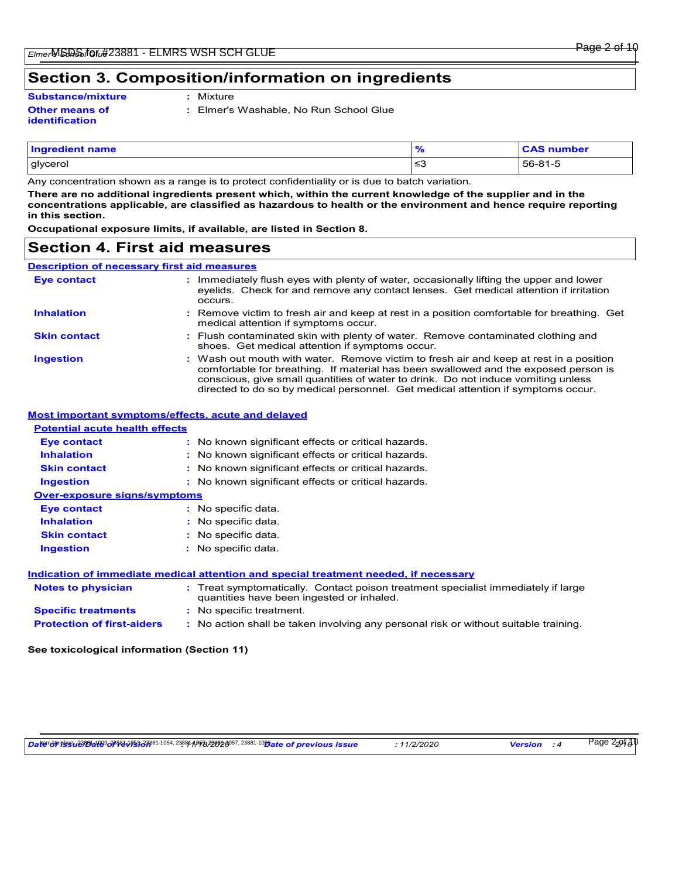## Section 3. Composition/information on ingredients

**Substance/mixture** : Mixture

**Other means of identification** : Elmer's Washable, No Run School Glue

| Ingredient name | % | CAS number |
|---|---|---|
| glycerol | ≤3 | 56-81-5 |

Any concentration shown as a range is to protect confidentiality or is due to batch variation.

**There are no additional ingredients present which, within the current knowledge of the supplier and in the concentrations applicable, are classified as hazardous to health or the environment and hence require reporting in this section.**

**Occupational exposure limits, if available, are listed in Section 8.**

## Section 4. First aid measures

**Description of necessary first aid measures**

**Eye contact** : Immediately flush eyes with plenty of water, occasionally lifting the upper and lower eyelids. Check for and remove any contact lenses. Get medical attention if irritation occurs.

**Inhalation** : Remove victim to fresh air and keep at rest in a position comfortable for breathing. Get medical attention if symptoms occur.

**Skin contact** : Flush contaminated skin with plenty of water. Remove contaminated clothing and shoes. Get medical attention if symptoms occur.

**Ingestion** : Wash out mouth with water. Remove victim to fresh air and keep at rest in a position comfortable for breathing. If material has been swallowed and the exposed person is conscious, give small quantities of water to drink. Do not induce vomiting unless directed to do so by medical personnel. Get medical attention if symptoms occur.

**Most important symptoms/effects, acute and delayed**

**Potential acute health effects**

**Eye contact** : No known significant effects or critical hazards.

**Inhalation** : No known significant effects or critical hazards.

**Skin contact** : No known significant effects or critical hazards.

**Ingestion** : No known significant effects or critical hazards.

**Over-exposure signs/symptoms**

**Eye contact** : No specific data.

**Inhalation** : No specific data.

**Skin contact** : No specific data.

**Ingestion** : No specific data.

**Indication of immediate medical attention and special treatment needed, if necessary**

**Notes to physician** : Treat symptomatically. Contact poison treatment specialist immediately if large quantities have been ingested or inhaled.

**Specific treatments** : No specific treatment.

**Protection of first-aiders** : No action shall be taken involving any personal risk or without suitable training.

**See toxicological information (Section 11)**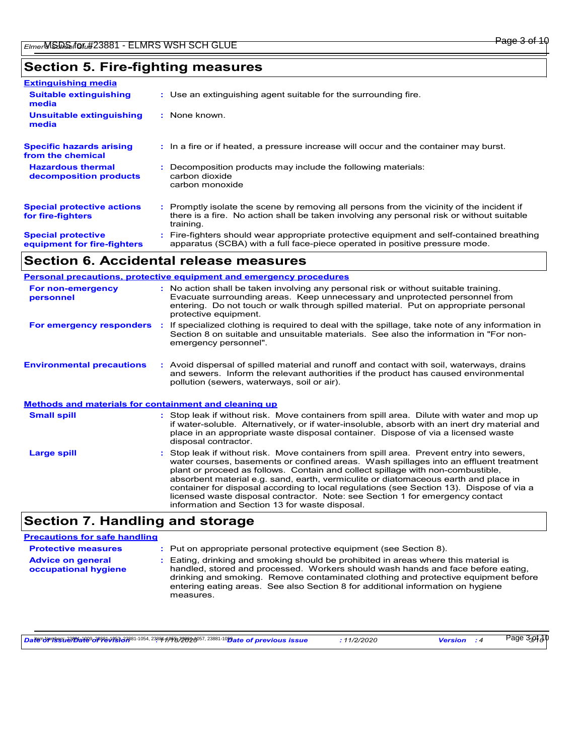## Section 5. Fire-fighting measures

**Extinguishing media**

**Suitable extinguishing media** : Use an extinguishing agent suitable for the surrounding fire.

**Unsuitable extinguishing media** : None known.

**Specific hazards arising from the chemical** : In a fire or if heated, a pressure increase will occur and the container may burst.

**Hazardous thermal decomposition products** : Decomposition products may include the following materials:
carbon dioxide
carbon monoxide

**Special protective actions for fire-fighters** : Promptly isolate the scene by removing all persons from the vicinity of the incident if there is a fire. No action shall be taken involving any personal risk or without suitable training.

**Special protective equipment for fire-fighters** : Fire-fighters should wear appropriate protective equipment and self-contained breathing apparatus (SCBA) with a full face-piece operated in positive pressure mode.

## Section 6. Accidental release measures

**Personal precautions, protective equipment and emergency procedures**

**For non-emergency personnel** : No action shall be taken involving any personal risk or without suitable training. Evacuate surrounding areas. Keep unnecessary and unprotected personnel from entering. Do not touch or walk through spilled material. Put on appropriate personal protective equipment.

**For emergency responders** : If specialized clothing is required to deal with the spillage, take note of any information in Section 8 on suitable and unsuitable materials. See also the information in "For non-emergency personnel".

**Environmental precautions** : Avoid dispersal of spilled material and runoff and contact with soil, waterways, drains and sewers. Inform the relevant authorities if the product has caused environmental pollution (sewers, waterways, soil or air).

**Methods and materials for containment and cleaning up**

**Small spill** : Stop leak if without risk. Move containers from spill area. Dilute with water and mop up if water-soluble. Alternatively, or if water-insoluble, absorb with an inert dry material and place in an appropriate waste disposal container. Dispose of via a licensed waste disposal contractor.

**Large spill** : Stop leak if without risk. Move containers from spill area. Prevent entry into sewers, water courses, basements or confined areas. Wash spillages into an effluent treatment plant or proceed as follows. Contain and collect spillage with non-combustible, absorbent material e.g. sand, earth, vermiculite or diatomaceous earth and place in container for disposal according to local regulations (see Section 13). Dispose of via a licensed waste disposal contractor. Note: see Section 1 for emergency contact information and Section 13 for waste disposal.

## Section 7. Handling and storage

**Precautions for safe handling**

**Protective measures** : Put on appropriate personal protective equipment (see Section 8).

**Advice on general occupational hygiene** : Eating, drinking and smoking should be prohibited in areas where this material is handled, stored and processed. Workers should wash hands and face before eating, drinking and smoking. Remove contaminated clothing and protective equipment before entering eating areas. See also Section 8 for additional information on hygiene measures.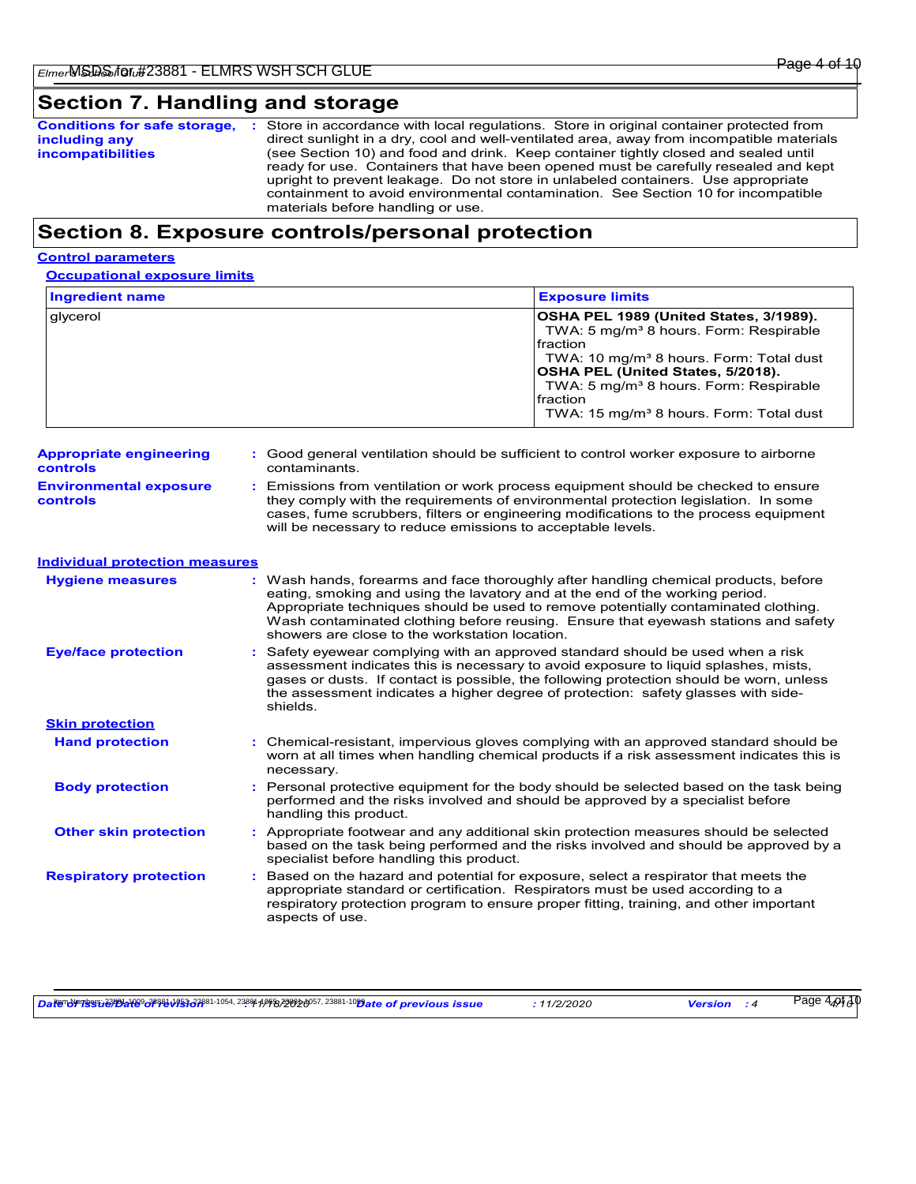## Section 7. Handling and storage

**Conditions for safe storage, including any incompatibilities** : Store in accordance with local regulations. Store in original container protected from direct sunlight in a dry, cool and well-ventilated area, away from incompatible materials (see Section 10) and food and drink. Keep container tightly closed and sealed until ready for use. Containers that have been opened must be carefully resealed and kept upright to prevent leakage. Do not store in unlabeled containers. Use appropriate containment to avoid environmental contamination. See Section 10 for incompatible materials before handling or use.

## Section 8. Exposure controls/personal protection

### Control parameters

#### Occupational exposure limits

| Ingredient name | Exposure limits |
|---|---|
| glycerol | **OSHA PEL 1989 (United States, 3/1989).**<br>TWA: 5 mg/m³ 8 hours. Form: Respirable fraction<br>TWA: 10 mg/m³ 8 hours. Form: Total dust<br>**OSHA PEL (United States, 5/2018).**<br>TWA: 5 mg/m³ 8 hours. Form: Respirable fraction<br>TWA: 15 mg/m³ 8 hours. Form: Total dust |

**Appropriate engineering controls** : Good general ventilation should be sufficient to control worker exposure to airborne contaminants.

**Environmental exposure controls** : Emissions from ventilation or work process equipment should be checked to ensure they comply with the requirements of environmental protection legislation. In some cases, fume scrubbers, filters or engineering modifications to the process equipment will be necessary to reduce emissions to acceptable levels.

### Individual protection measures

**Hygiene measures** : Wash hands, forearms and face thoroughly after handling chemical products, before eating, smoking and using the lavatory and at the end of the working period. Appropriate techniques should be used to remove potentially contaminated clothing. Wash contaminated clothing before reusing. Ensure that eyewash stations and safety showers are close to the workstation location.

**Eye/face protection** : Safety eyewear complying with an approved standard should be used when a risk assessment indicates this is necessary to avoid exposure to liquid splashes, mists, gases or dusts. If contact is possible, the following protection should be worn, unless the assessment indicates a higher degree of protection: safety glasses with side-shields.

#### Skin protection

**Hand protection** : Chemical-resistant, impervious gloves complying with an approved standard should be worn at all times when handling chemical products if a risk assessment indicates this is necessary.

**Body protection** : Personal protective equipment for the body should be selected based on the task being performed and the risks involved and should be approved by a specialist before handling this product.

**Other skin protection** : Appropriate footwear and any additional skin protection measures should be selected based on the task being performed and the risks involved and should be approved by a specialist before handling this product.

**Respiratory protection** : Based on the hazard and potential for exposure, select a respirator that meets the appropriate standard or certification. Respirators must be used according to a respiratory protection program to ensure proper fitting, training, and other important aspects of use.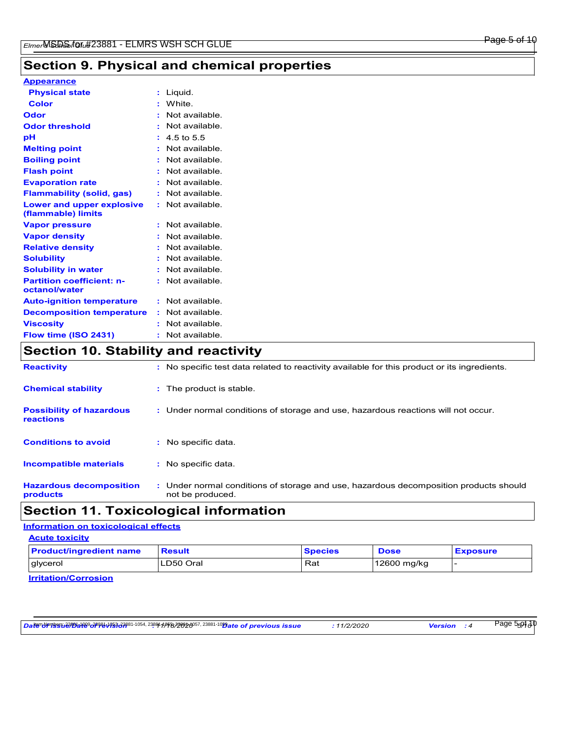## Section 9. Physical and chemical properties

**Appearance**

| | |
|---|---|
| **Physical state** | : Liquid. |
| **Color** | : White. |
| **Odor** | : Not available. |
| **Odor threshold** | : Not available. |
| **pH** | : 4.5 to 5.5 |
| **Melting point** | : Not available. |
| **Boiling point** | : Not available. |
| **Flash point** | : Not available. |
| **Evaporation rate** | : Not available. |
| **Flammability (solid, gas)** | : Not available. |
| **Lower and upper explosive (flammable) limits** | : Not available. |
| **Vapor pressure** | : Not available. |
| **Vapor density** | : Not available. |
| **Relative density** | : Not available. |
| **Solubility** | : Not available. |
| **Solubility in water** | : Not available. |
| **Partition coefficient: n-octanol/water** | : Not available. |
| **Auto-ignition temperature** | : Not available. |
| **Decomposition temperature** | : Not available. |
| **Viscosity** | : Not available. |
| **Flow time (ISO 2431)** | : Not available. |

## Section 10. Stability and reactivity

| | |
|---|---|
| **Reactivity** | : No specific test data related to reactivity available for this product or its ingredients. |
| **Chemical stability** | : The product is stable. |
| **Possibility of hazardous reactions** | : Under normal conditions of storage and use, hazardous reactions will not occur. |
| **Conditions to avoid** | : No specific data. |
| **Incompatible materials** | : No specific data. |
| **Hazardous decomposition products** | : Under normal conditions of storage and use, hazardous decomposition products should not be produced. |

## Section 11. Toxicological information

**Information on toxicological effects**

**Acute toxicity**

| Product/ingredient name | Result | Species | Dose | Exposure |
|---|---|---|---|---|
| glycerol | LD50 Oral | Rat | 12600 mg/kg | - |

**Irritation/Corrosion**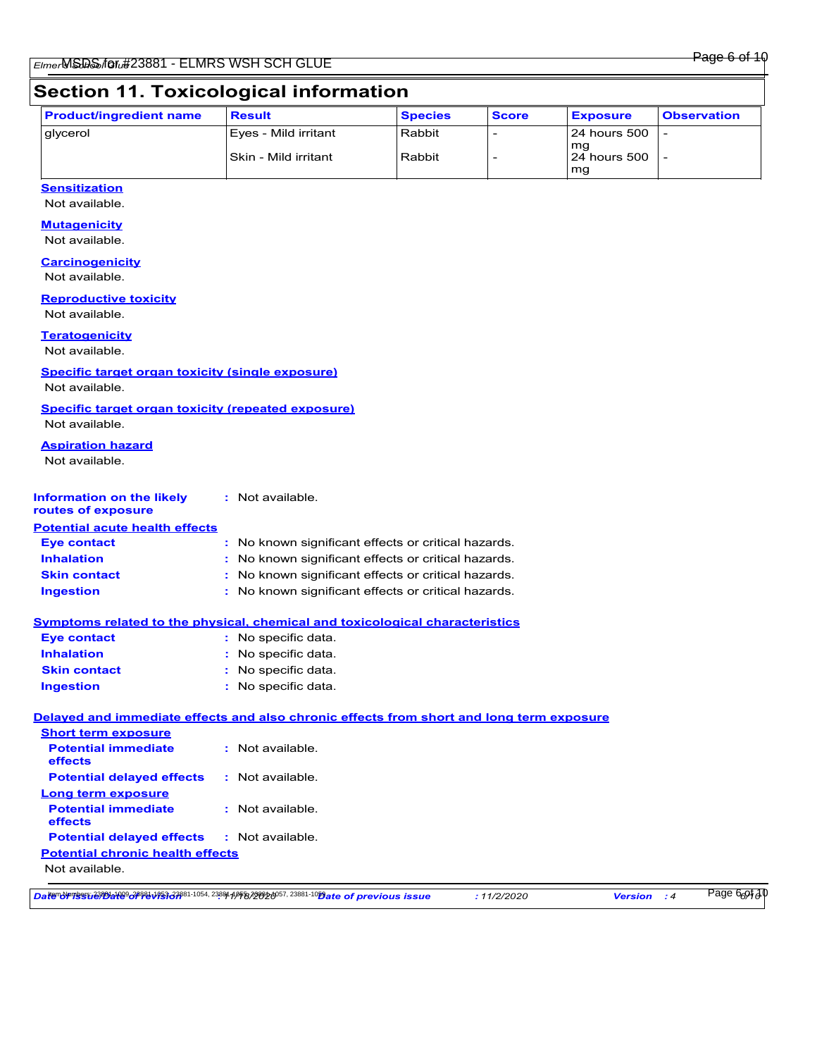## Section 11. Toxicological information

| Product/ingredient name | Result | Species | Score | Exposure | Observation |
|---|---|---|---|---|---|
| glycerol | Eyes - Mild irritant | Rabbit | - | 24 hours 500 mg | - |
| | Skin - Mild irritant | Rabbit | - | 24 hours 500 mg | - |

**Sensitization**

Not available.

**Mutagenicity**

Not available.

**Carcinogenicity**

Not available.

**Reproductive toxicity**

Not available.

**Teratogenicity**

Not available.

**Specific target organ toxicity (single exposure)**

Not available.

**Specific target organ toxicity (repeated exposure)**

Not available.

**Aspiration hazard**

Not available.

**Information on the likely routes of exposure** : Not available.

**Potential acute health effects**

**Eye contact** : No known significant effects or critical hazards.
**Inhalation** : No known significant effects or critical hazards.
**Skin contact** : No known significant effects or critical hazards.
**Ingestion** : No known significant effects or critical hazards.

**Symptoms related to the physical, chemical and toxicological characteristics**

**Eye contact** : No specific data.
**Inhalation** : No specific data.
**Skin contact** : No specific data.
**Ingestion** : No specific data.

**Delayed and immediate effects and also chronic effects from short and long term exposure**

**Short term exposure**

**Potential immediate effects** : Not available.
**Potential delayed effects** : Not available.

**Long term exposure**

**Potential immediate effects** : Not available.
**Potential delayed effects** : Not available.

**Potential chronic health effects**

Not available.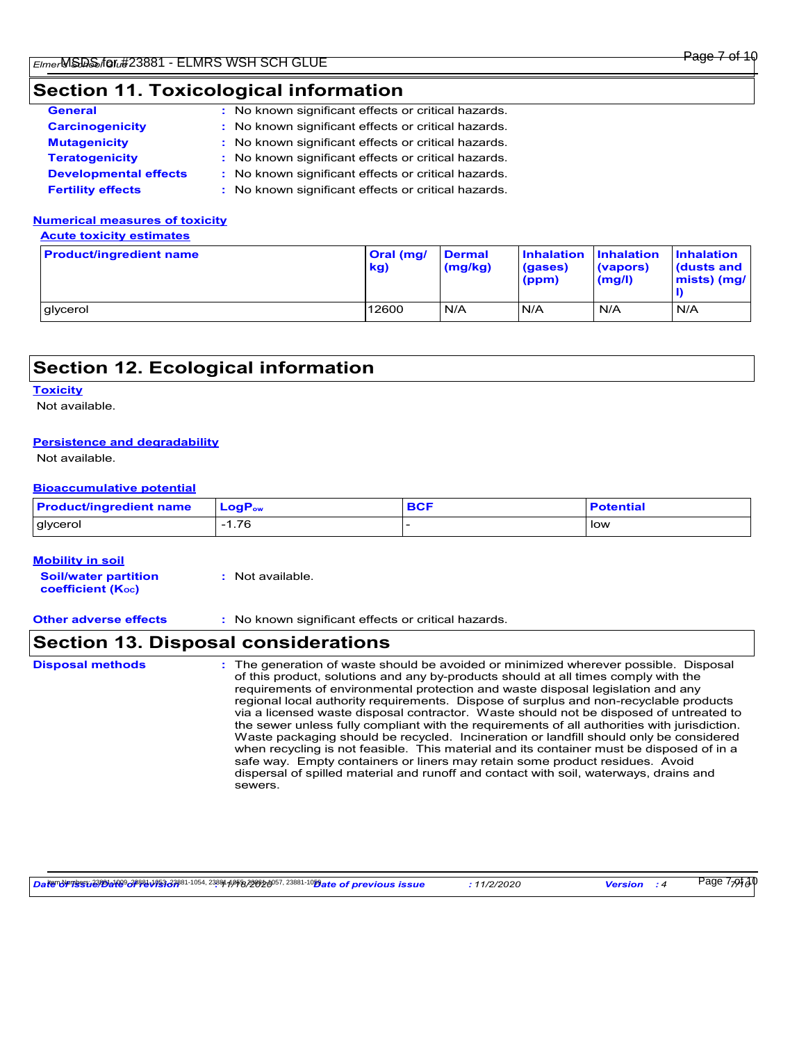## Section 11. Toxicological information

**General** : No known significant effects or critical hazards.
**Carcinogenicity** : No known significant effects or critical hazards.
**Mutagenicity** : No known significant effects or critical hazards.
**Teratogenicity** : No known significant effects or critical hazards.
**Developmental effects** : No known significant effects or critical hazards.
**Fertility effects** : No known significant effects or critical hazards.

### Numerical measures of toxicity

#### Acute toxicity estimates

| Product/ingredient name | Oral (mg/kg) | Dermal (mg/kg) | Inhalation (gases) (ppm) | Inhalation (vapors) (mg/l) | Inhalation (dusts and mists) (mg/l) |
|---|---|---|---|---|---|
| glycerol | 12600 | N/A | N/A | N/A | N/A |

## Section 12. Ecological information

### Toxicity

Not available.

### Persistence and degradability

Not available.

### Bioaccumulative potential

| Product/ingredient name | $LogP_{ow}$ | BCF | Potential |
|---|---|---|---|
| glycerol | -1.76 | - | low |

### Mobility in soil

**Soil/water partition coefficient ($K_{OC}$)** : Not available.

**Other adverse effects** : No known significant effects or critical hazards.

## Section 13. Disposal considerations

**Disposal methods** : The generation of waste should be avoided or minimized wherever possible. Disposal of this product, solutions and any by-products should at all times comply with the requirements of environmental protection and waste disposal legislation and any regional local authority requirements. Dispose of surplus and non-recyclable products via a licensed waste disposal contractor. Waste should not be disposed of untreated to the sewer unless fully compliant with the requirements of all authorities with jurisdiction. Waste packaging should be recycled. Incineration or landfill should only be considered when recycling is not feasible. This material and its container must be disposed of in a safe way. Empty containers or liners may retain some product residues. Avoid dispersal of spilled material and runoff and contact with soil, waterways, drains and sewers.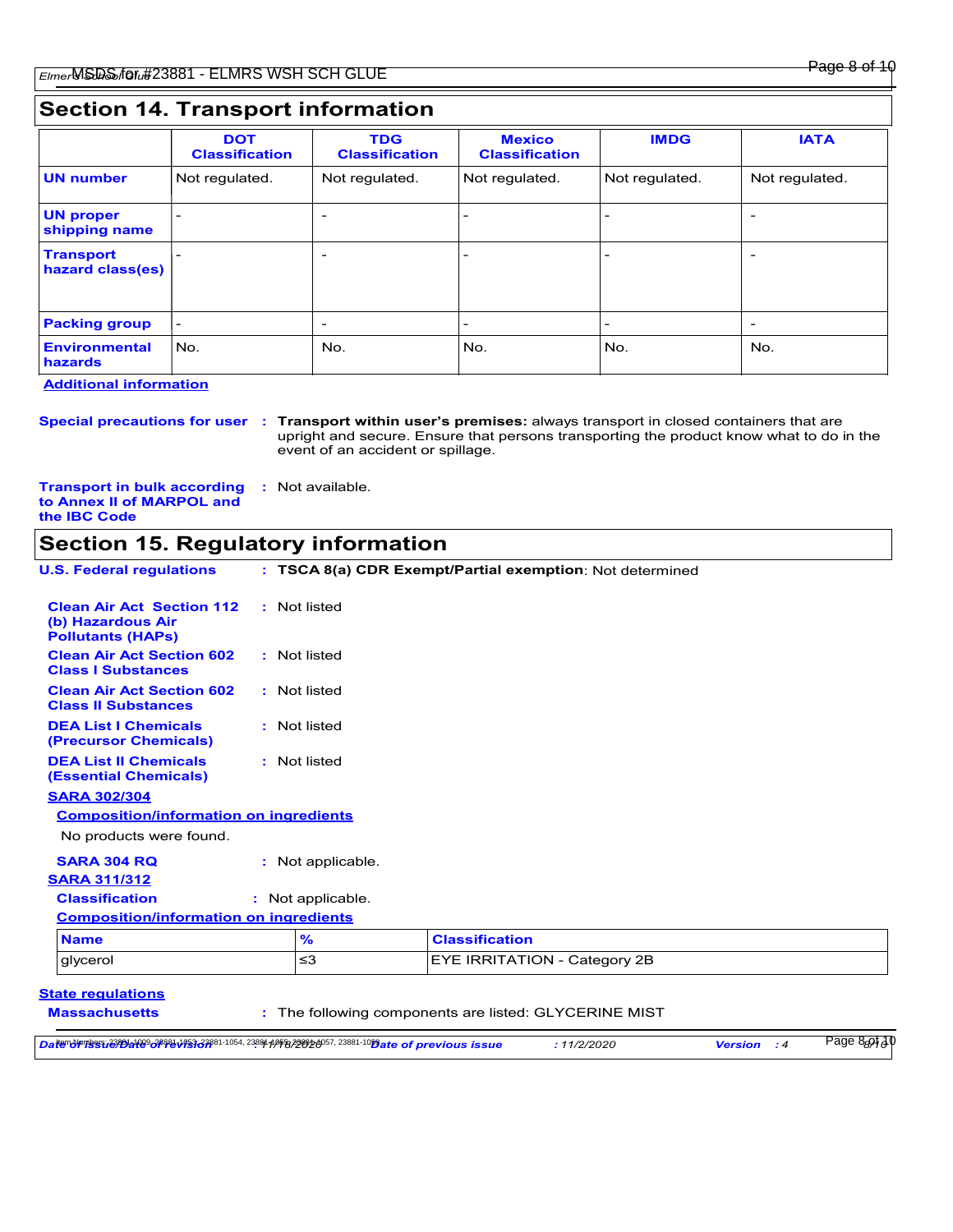## Section 14. Transport information

| | DOT Classification | TDG Classification | Mexico Classification | IMDG | IATA |
|---|---|---|---|---|---|
| UN number | Not regulated. | Not regulated. | Not regulated. | Not regulated. | Not regulated. |
| UN proper shipping name | - | - | - | - | - |
| Transport hazard class(es) | - | - | - | - | - |
| Packing group | - | - | - | - | - |
| Environmental hazards | No. | No. | No. | No. | No. |

**Additional information**

**Special precautions for user** : **Transport within user's premises:** always transport in closed containers that are upright and secure. Ensure that persons transporting the product know what to do in the event of an accident or spillage.

**Transport in bulk according to Annex II of MARPOL and the IBC Code** : Not available.

## Section 15. Regulatory information

**U.S. Federal regulations** : **TSCA 8(a) CDR Exempt/Partial exemption**: Not determined

**Clean Air Act Section 112 (b) Hazardous Air Pollutants (HAPs)** : Not listed

**Clean Air Act Section 602 Class I Substances** : Not listed

**Clean Air Act Section 602 Class II Substances** : Not listed

**DEA List I Chemicals (Precursor Chemicals)** : Not listed

**DEA List II Chemicals (Essential Chemicals)** : Not listed

**SARA 302/304**

**Composition/information on ingredients**

No products were found.

**SARA 304 RQ** : Not applicable.

**SARA 311/312**

**Classification** : Not applicable.

**Composition/information on ingredients**

| Name | % | Classification |
|---|---|---|
| glycerol | ≤3 | EYE IRRITATION - Category 2B |

**State regulations**

**Massachusetts** : The following components are listed: GLYCERINE MIST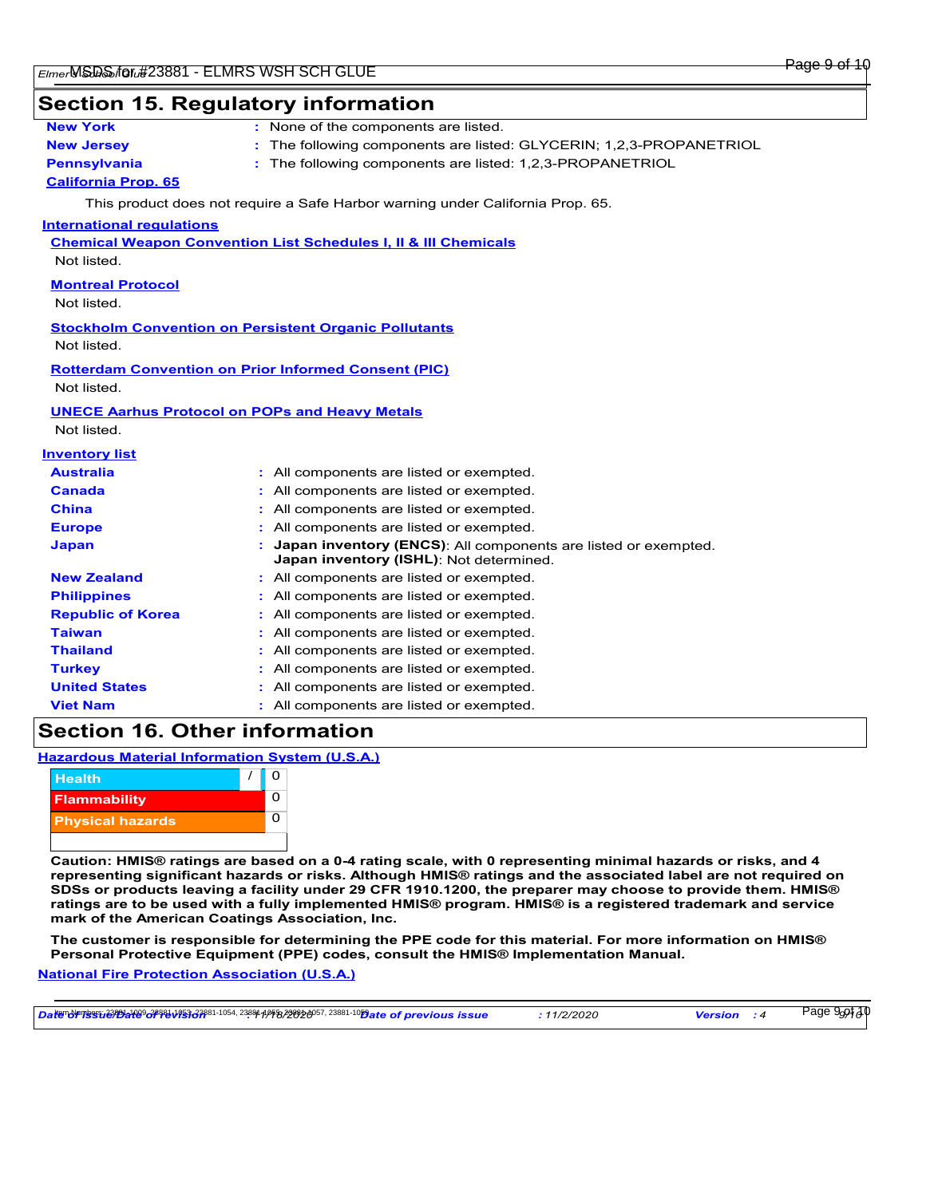## Section 15. Regulatory information

**New York** : None of the components are listed.

**New Jersey** : The following components are listed: GLYCERIN; 1,2,3-PROPANETRIOL

**Pennsylvania** : The following components are listed: 1,2,3-PROPANETRIOL

**California Prop. 65**

This product does not require a Safe Harbor warning under California Prop. 65.

**International regulations**

**Chemical Weapon Convention List Schedules I, II & III Chemicals**

Not listed.

**Montreal Protocol**

Not listed.

**Stockholm Convention on Persistent Organic Pollutants**

Not listed.

**Rotterdam Convention on Prior Informed Consent (PIC)**

Not listed.

**UNECE Aarhus Protocol on POPs and Heavy Metals**

Not listed.

**Inventory list**

| | |
|---|---|
| **Australia** | : All components are listed or exempted. |
| **Canada** | : All components are listed or exempted. |
| **China** | : All components are listed or exempted. |
| **Europe** | : All components are listed or exempted. |
| **Japan** | : **Japan inventory (ENCS)**: All components are listed or exempted. **Japan inventory (ISHL)**: Not determined. |
| **New Zealand** | : All components are listed or exempted. |
| **Philippines** | : All components are listed or exempted. |
| **Republic of Korea** | : All components are listed or exempted. |
| **Taiwan** | : All components are listed or exempted. |
| **Thailand** | : All components are listed or exempted. |
| **Turkey** | : All components are listed or exempted. |
| **United States** | : All components are listed or exempted. |
| **Viet Nam** | : All components are listed or exempted. |

## Section 16. Other information

**Hazardous Material Information System (U.S.A.)**

| | | |
|---|---|---|
| Health | / | 0 |
| Flammability | | 0 |
| Physical hazards | | 0 |
| | | |

**Caution: HMIS® ratings are based on a 0-4 rating scale, with 0 representing minimal hazards or risks, and 4 representing significant hazards or risks. Although HMIS® ratings and the associated label are not required on SDSs or products leaving a facility under 29 CFR 1910.1200, the preparer may choose to provide them. HMIS® ratings are to be used with a fully implemented HMIS® program. HMIS® is a registered trademark and service mark of the American Coatings Association, Inc.**

**The customer is responsible for determining the PPE code for this material. For more information on HMIS® Personal Protective Equipment (PPE) codes, consult the HMIS® Implementation Manual.**

**National Fire Protection Association (U.S.A.)**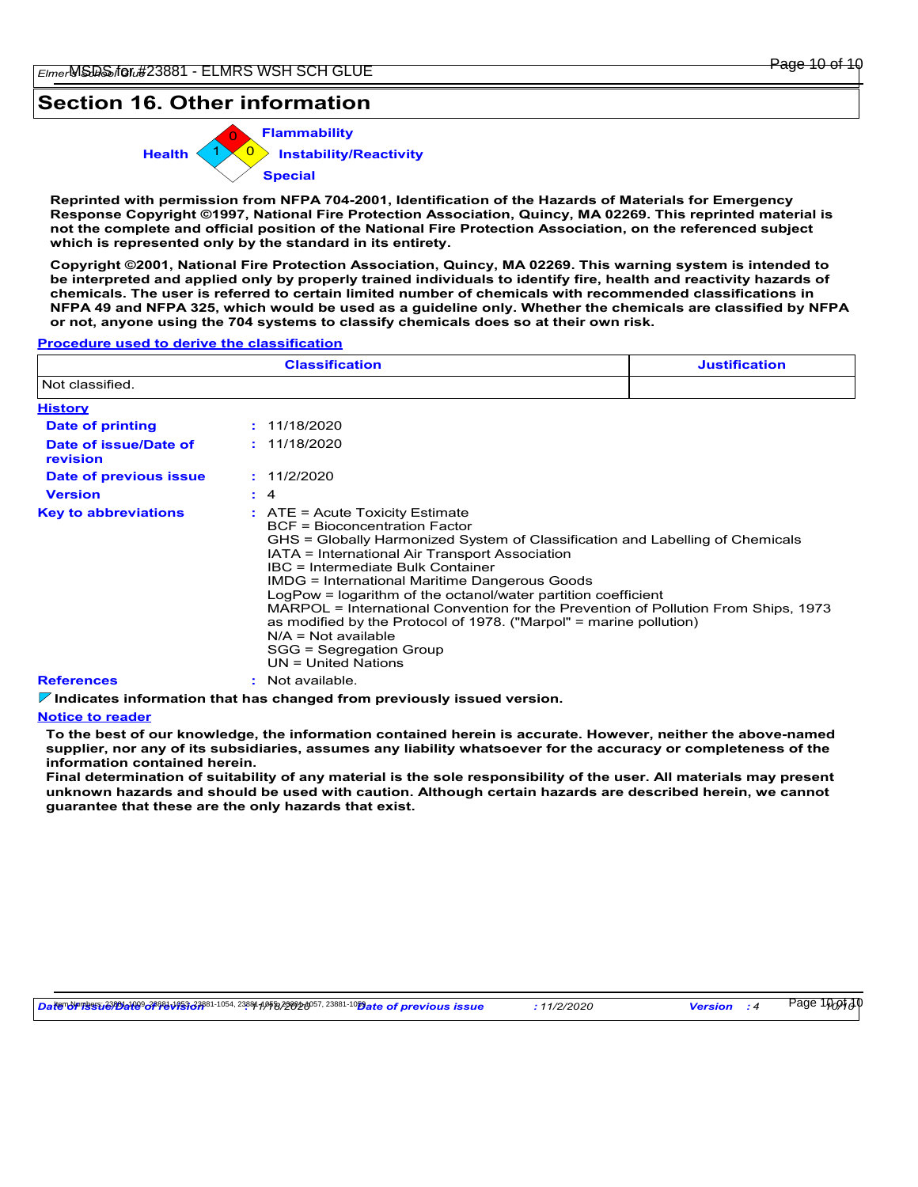# Section 16. Other information

Health: 1
Flammability: 0
Instability/Reactivity: 0
Special

**Reprinted with permission from NFPA 704-2001, Identification of the Hazards of Materials for Emergency Response Copyright ©1997, National Fire Protection Association, Quincy, MA 02269. This reprinted material is not the complete and official position of the National Fire Protection Association, on the referenced subject which is represented only by the standard in its entirety.**

**Copyright ©2001, National Fire Protection Association, Quincy, MA 02269. This warning system is intended to be interpreted and applied only by properly trained individuals to identify fire, health and reactivity hazards of chemicals. The user is referred to certain limited number of chemicals with recommended classifications in NFPA 49 and NFPA 325, which would be used as a guideline only. Whether the chemicals are classified by NFPA or not, anyone using the 704 systems to classify chemicals does so at their own risk.**

**Procedure used to derive the classification**

| Classification | Justification |
|---|---|
| Not classified. | |

**History**

**Date of printing** : 11/18/2020

**Date of issue/Date of revision** : 11/18/2020

**Date of previous issue** : 11/2/2020

**Version** : 4

**Key to abbreviations** :
ATE = Acute Toxicity Estimate
BCF = Bioconcentration Factor
GHS = Globally Harmonized System of Classification and Labelling of Chemicals
IATA = International Air Transport Association
IBC = Intermediate Bulk Container
IMDG = International Maritime Dangerous Goods
LogPow = logarithm of the octanol/water partition coefficient
MARPOL = International Convention for the Prevention of Pollution From Ships, 1973 as modified by the Protocol of 1978. ("Marpol" = marine pollution)
N/A = Not available
SGG = Segregation Group
UN = United Nations

**References** : Not available.

**Indicates information that has changed from previously issued version.**

**Notice to reader**

**To the best of our knowledge, the information contained herein is accurate. However, neither the above-named supplier, nor any of its subsidiaries, assumes any liability whatsoever for the accuracy or completeness of the information contained herein.**
**Final determination of suitability of any material is the sole responsibility of the user. All materials may present unknown hazards and should be used with caution. Although certain hazards are described herein, we cannot guarantee that these are the only hazards that exist.**